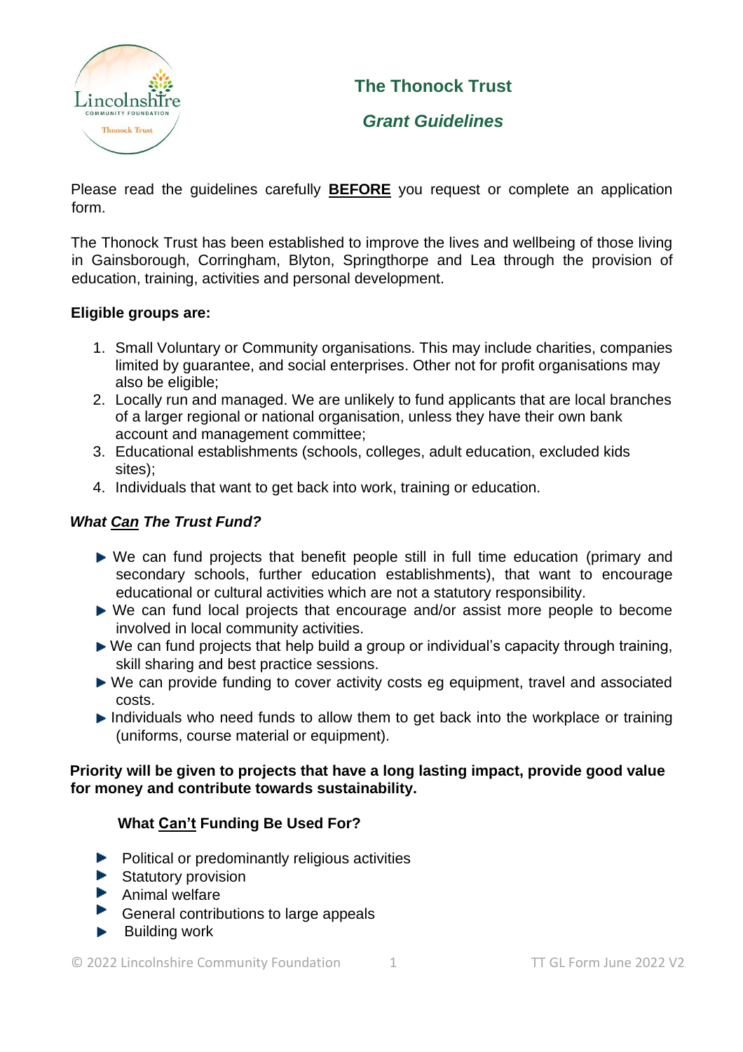# The Thonock Trust

## *Grant Guidelines*

Please read the guidelines carefully **BEFORE** you request or complete an application form.

The Thonock Trust has been established to improve the lives and wellbeing of those living in Gainsborough, Corringham, Blyton, Springthorpe and Lea through the provision of education, training, activities and personal development.

**Eligible groups are:**

1. Small Voluntary or Community organisations. This may include charities, companies limited by guarantee, and social enterprises. Other not for profit organisations may also be eligible;
2. Locally run and managed. We are unlikely to fund applicants that are local branches of a larger regional or national organisation, unless they have their own bank account and management committee;
3. Educational establishments (schools, colleges, adult education, excluded kids sites);
4. Individuals that want to get back into work, training or education.

***What Can The Trust Fund?***

- We can fund projects that benefit people still in full time education (primary and secondary schools, further education establishments), that want to encourage educational or cultural activities which are not a statutory responsibility.
- We can fund local projects that encourage and/or assist more people to become involved in local community activities.
- We can fund projects that help build a group or individual's capacity through training, skill sharing and best practice sessions.
- We can provide funding to cover activity costs eg equipment, travel and associated costs.
- Individuals who need funds to allow them to get back into the workplace or training (uniforms, course material or equipment).

**Priority will be given to projects that have a long lasting impact, provide good value for money and contribute towards sustainability.**

**What Can't Funding Be Used For?**

- Political or predominantly religious activities
- Statutory provision
- Animal welfare
- General contributions to large appeals
- Building work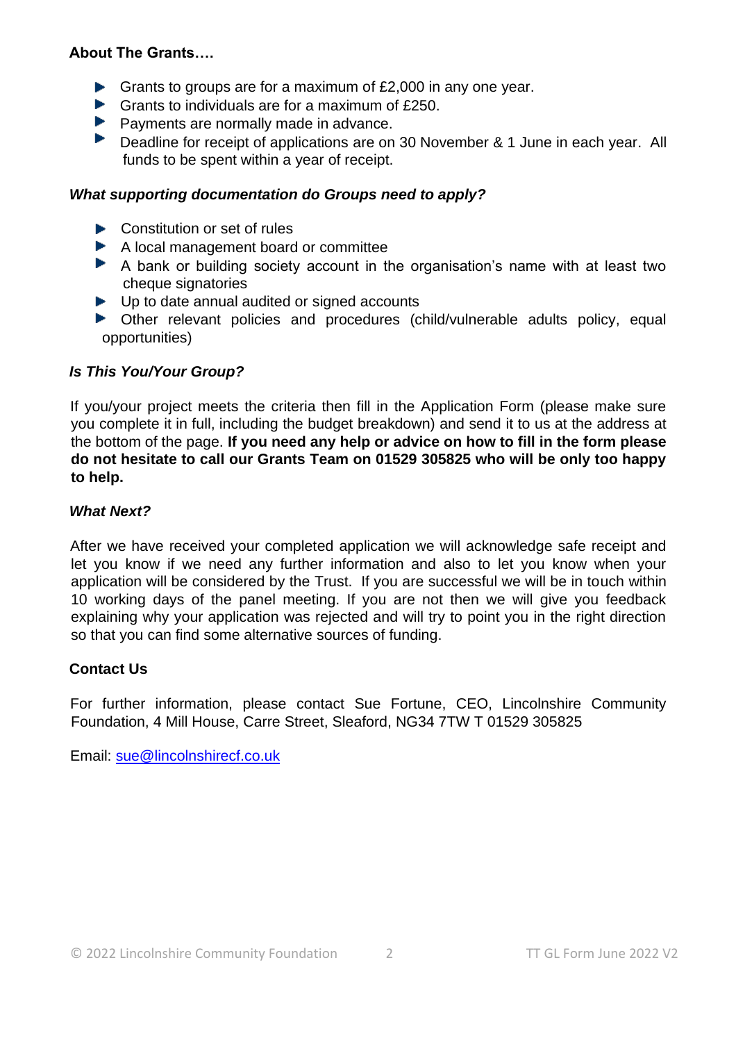**About The Grants….**

- Grants to groups are for a maximum of £2,000 in any one year.
- Grants to individuals are for a maximum of £250.
- Payments are normally made in advance.
- Deadline for receipt of applications are on 30 November & 1 June in each year. All funds to be spent within a year of receipt.

***What supporting documentation do Groups need to apply?***

- Constitution or set of rules
- A local management board or committee
- A bank or building society account in the organisation's name with at least two cheque signatories
- Up to date annual audited or signed accounts
- Other relevant policies and procedures (child/vulnerable adults policy, equal opportunities)

***Is This You/Your Group?***

If you/your project meets the criteria then fill in the Application Form (please make sure you complete it in full, including the budget breakdown) and send it to us at the address at the bottom of the page. **If you need any help or advice on how to fill in the form please do not hesitate to call our Grants Team on 01529 305825 who will be only too happy to help.**

***What Next?***

After we have received your completed application we will acknowledge safe receipt and let you know if we need any further information and also to let you know when your application will be considered by the Trust. If you are successful we will be in touch within 10 working days of the panel meeting. If you are not then we will give you feedback explaining why your application was rejected and will try to point you in the right direction so that you can find some alternative sources of funding.

**Contact Us**

For further information, please contact Sue Fortune, CEO, Lincolnshire Community Foundation, 4 Mill House, Carre Street, Sleaford, NG34 7TW T 01529 305825

Email: sue@lincolnshirecf.co.uk